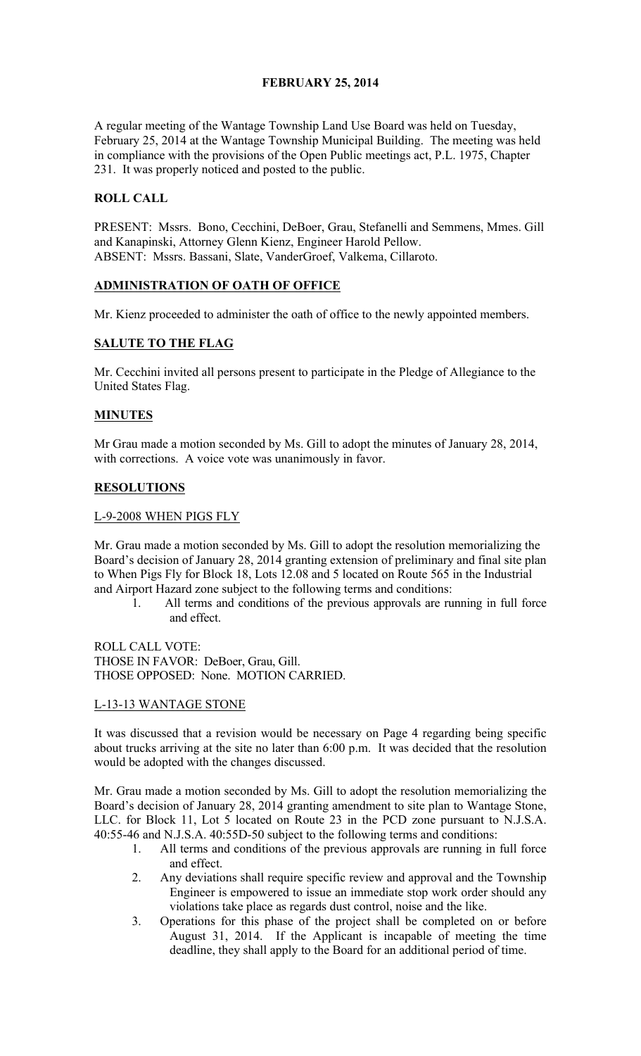**FEBRUARY 25, 2014**

A regular meeting of the Wantage Township Land Use Board was held on Tuesday, February 25, 2014 at the Wantage Township Municipal Building. The meeting was held in compliance with the provisions of the Open Public meetings act, P.L. 1975, Chapter 231. It was properly noticed and posted to the public.

**ROLL CALL**

PRESENT: Mssrs. Bono, Cecchini, DeBoer, Grau, Stefanelli and Semmens, Mmes. Gill and Kanapinski, Attorney Glenn Kienz, Engineer Harold Pellow.
ABSENT: Mssrs. Bassani, Slate, VanderGroef, Valkema, Cillaroto.

**ADMINISTRATION OF OATH OF OFFICE**

Mr. Kienz proceeded to administer the oath of office to the newly appointed members.

**SALUTE TO THE FLAG**

Mr. Cecchini invited all persons present to participate in the Pledge of Allegiance to the United States Flag.

**MINUTES**

Mr Grau made a motion seconded by Ms. Gill to adopt the minutes of January 28, 2014, with corrections. A voice vote was unanimously in favor.

**RESOLUTIONS**

L-9-2008 WHEN PIGS FLY

Mr. Grau made a motion seconded by Ms. Gill to adopt the resolution memorializing the Board's decision of January 28, 2014 granting extension of preliminary and final site plan to When Pigs Fly for Block 18, Lots 12.08 and 5 located on Route 565 in the Industrial and Airport Hazard zone subject to the following terms and conditions:

1. All terms and conditions of the previous approvals are running in full force and effect.

ROLL CALL VOTE:
THOSE IN FAVOR: DeBoer, Grau, Gill.
THOSE OPPOSED: None. MOTION CARRIED.

L-13-13 WANTAGE STONE

It was discussed that a revision would be necessary on Page 4 regarding being specific about trucks arriving at the site no later than 6:00 p.m. It was decided that the resolution would be adopted with the changes discussed.

Mr. Grau made a motion seconded by Ms. Gill to adopt the resolution memorializing the Board's decision of January 28, 2014 granting amendment to site plan to Wantage Stone, LLC. for Block 11, Lot 5 located on Route 23 in the PCD zone pursuant to N.J.S.A. 40:55-46 and N.J.S.A. 40:55D-50 subject to the following terms and conditions:

1. All terms and conditions of the previous approvals are running in full force and effect.
2. Any deviations shall require specific review and approval and the Township Engineer is empowered to issue an immediate stop work order should any violations take place as regards dust control, noise and the like.
3. Operations for this phase of the project shall be completed on or before August 31, 2014. If the Applicant is incapable of meeting the time deadline, they shall apply to the Board for an additional period of time.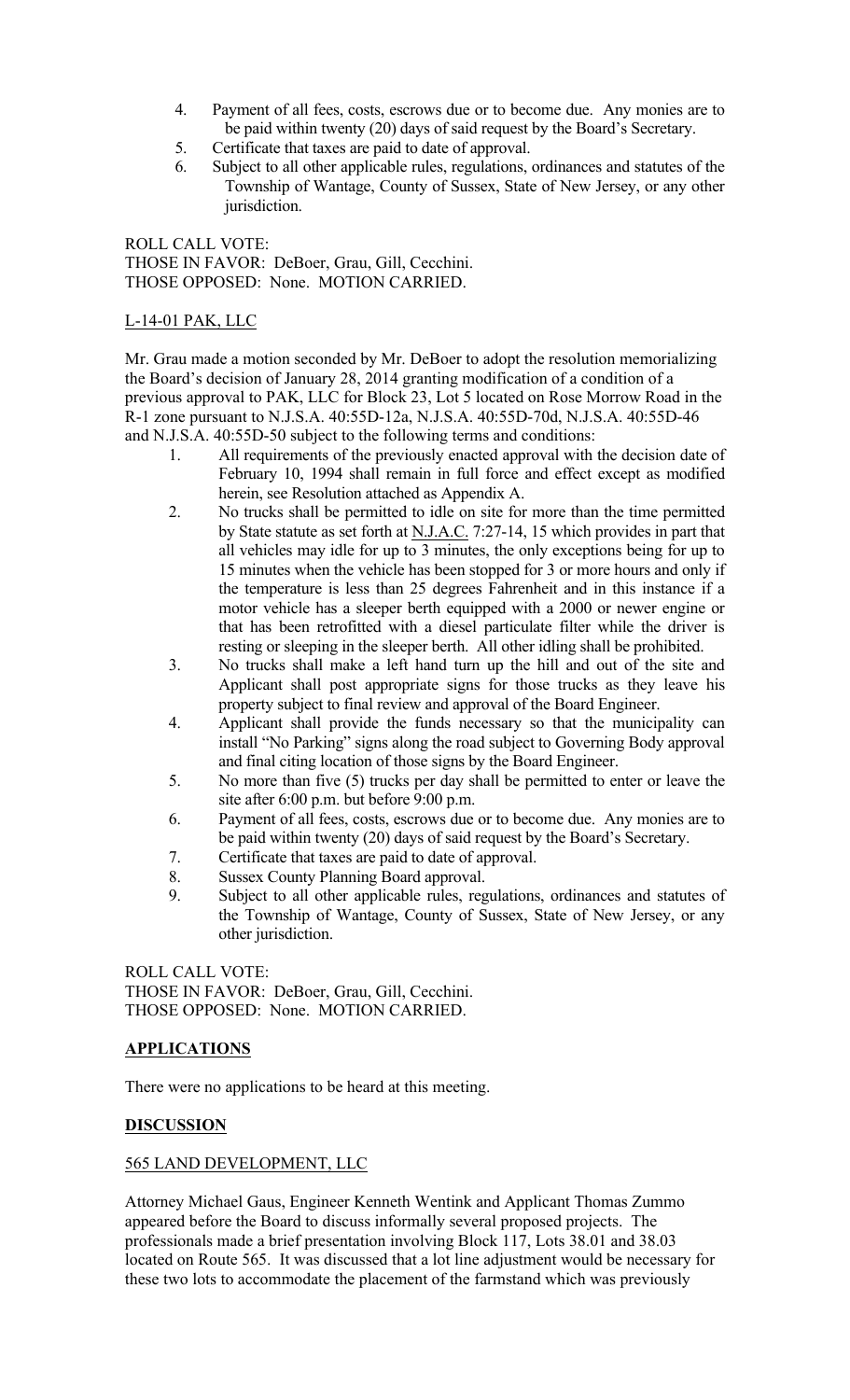4. Payment of all fees, costs, escrows due or to become due. Any monies are to be paid within twenty (20) days of said request by the Board's Secretary.
5. Certificate that taxes are paid to date of approval.
6. Subject to all other applicable rules, regulations, ordinances and statutes of the Township of Wantage, County of Sussex, State of New Jersey, or any other jurisdiction.

ROLL CALL VOTE:
THOSE IN FAVOR: DeBoer, Grau, Gill, Cecchini.
THOSE OPPOSED: None. MOTION CARRIED.

L-14-01 PAK, LLC

Mr. Grau made a motion seconded by Mr. DeBoer to adopt the resolution memorializing the Board's decision of January 28, 2014 granting modification of a condition of a previous approval to PAK, LLC for Block 23, Lot 5 located on Rose Morrow Road in the R-1 zone pursuant to N.J.S.A. 40:55D-12a, N.J.S.A. 40:55D-70d, N.J.S.A. 40:55D-46 and N.J.S.A. 40:55D-50 subject to the following terms and conditions:

1. All requirements of the previously enacted approval with the decision date of February 10, 1994 shall remain in full force and effect except as modified herein, see Resolution attached as Appendix A.
2. No trucks shall be permitted to idle on site for more than the time permitted by State statute as set forth at N.J.A.C. 7:27-14, 15 which provides in part that all vehicles may idle for up to 3 minutes, the only exceptions being for up to 15 minutes when the vehicle has been stopped for 3 or more hours and only if the temperature is less than 25 degrees Fahrenheit and in this instance if a motor vehicle has a sleeper berth equipped with a 2000 or newer engine or that has been retrofitted with a diesel particulate filter while the driver is resting or sleeping in the sleeper berth. All other idling shall be prohibited.
3. No trucks shall make a left hand turn up the hill and out of the site and Applicant shall post appropriate signs for those trucks as they leave his property subject to final review and approval of the Board Engineer.
4. Applicant shall provide the funds necessary so that the municipality can install "No Parking" signs along the road subject to Governing Body approval and final citing location of those signs by the Board Engineer.
5. No more than five (5) trucks per day shall be permitted to enter or leave the site after 6:00 p.m. but before 9:00 p.m.
6. Payment of all fees, costs, escrows due or to become due. Any monies are to be paid within twenty (20) days of said request by the Board's Secretary.
7. Certificate that taxes are paid to date of approval.
8. Sussex County Planning Board approval.
9. Subject to all other applicable rules, regulations, ordinances and statutes of the Township of Wantage, County of Sussex, State of New Jersey, or any other jurisdiction.

ROLL CALL VOTE:
THOSE IN FAVOR: DeBoer, Grau, Gill, Cecchini.
THOSE OPPOSED: None. MOTION CARRIED.

## APPLICATIONS

There were no applications to be heard at this meeting.

## DISCUSSION

565 LAND DEVELOPMENT, LLC

Attorney Michael Gaus, Engineer Kenneth Wentink and Applicant Thomas Zummo appeared before the Board to discuss informally several proposed projects. The professionals made a brief presentation involving Block 117, Lots 38.01 and 38.03 located on Route 565. It was discussed that a lot line adjustment would be necessary for these two lots to accommodate the placement of the farmstand which was previously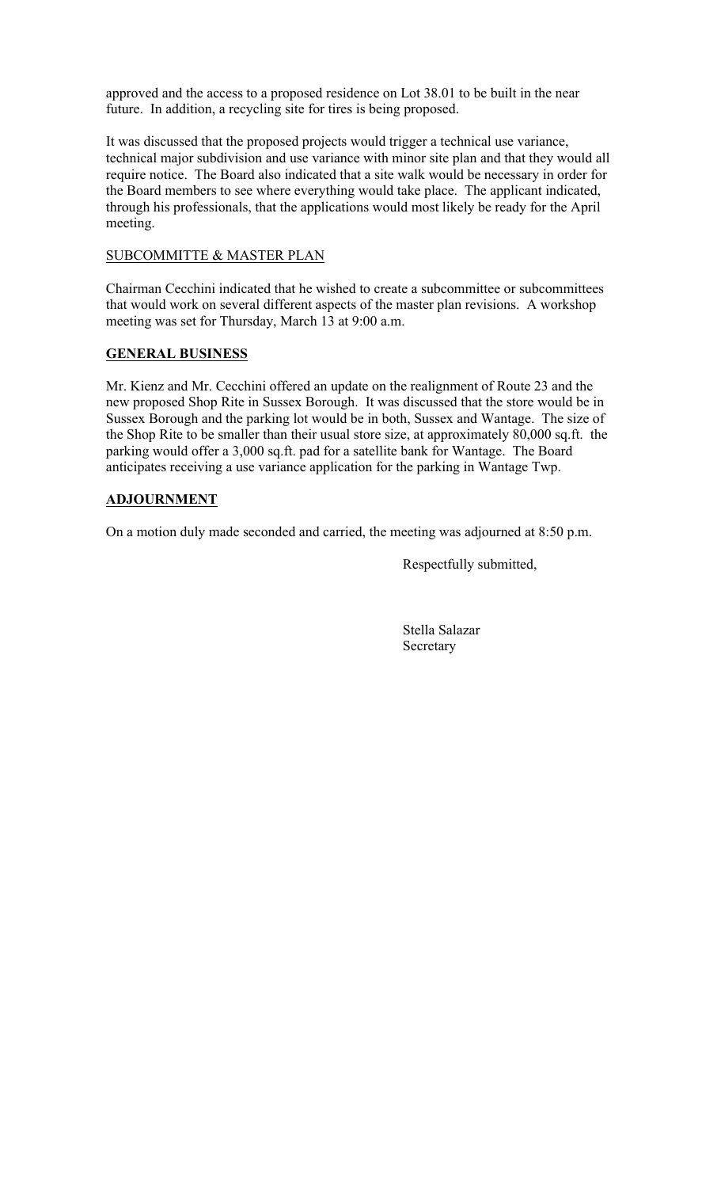approved and the access to a proposed residence on Lot 38.01 to be built in the near future. In addition, a recycling site for tires is being proposed.

It was discussed that the proposed projects would trigger a technical use variance, technical major subdivision and use variance with minor site plan and that they would all require notice. The Board also indicated that a site walk would be necessary in order for the Board members to see where everything would take place. The applicant indicated, through his professionals, that the applications would most likely be ready for the April meeting.

## SUBCOMMITTE & MASTER PLAN

Chairman Cecchini indicated that he wished to create a subcommittee or subcommittees that would work on several different aspects of the master plan revisions. A workshop meeting was set for Thursday, March 13 at 9:00 a.m.

## GENERAL BUSINESS

Mr. Kienz and Mr. Cecchini offered an update on the realignment of Route 23 and the new proposed Shop Rite in Sussex Borough. It was discussed that the store would be in Sussex Borough and the parking lot would be in both, Sussex and Wantage. The size of the Shop Rite to be smaller than their usual store size, at approximately 80,000 sq.ft. the parking would offer a 3,000 sq.ft. pad for a satellite bank for Wantage. The Board anticipates receiving a use variance application for the parking in Wantage Twp.

## ADJOURNMENT

On a motion duly made seconded and carried, the meeting was adjourned at 8:50 p.m.

Respectfully submitted,

Stella Salazar
Secretary